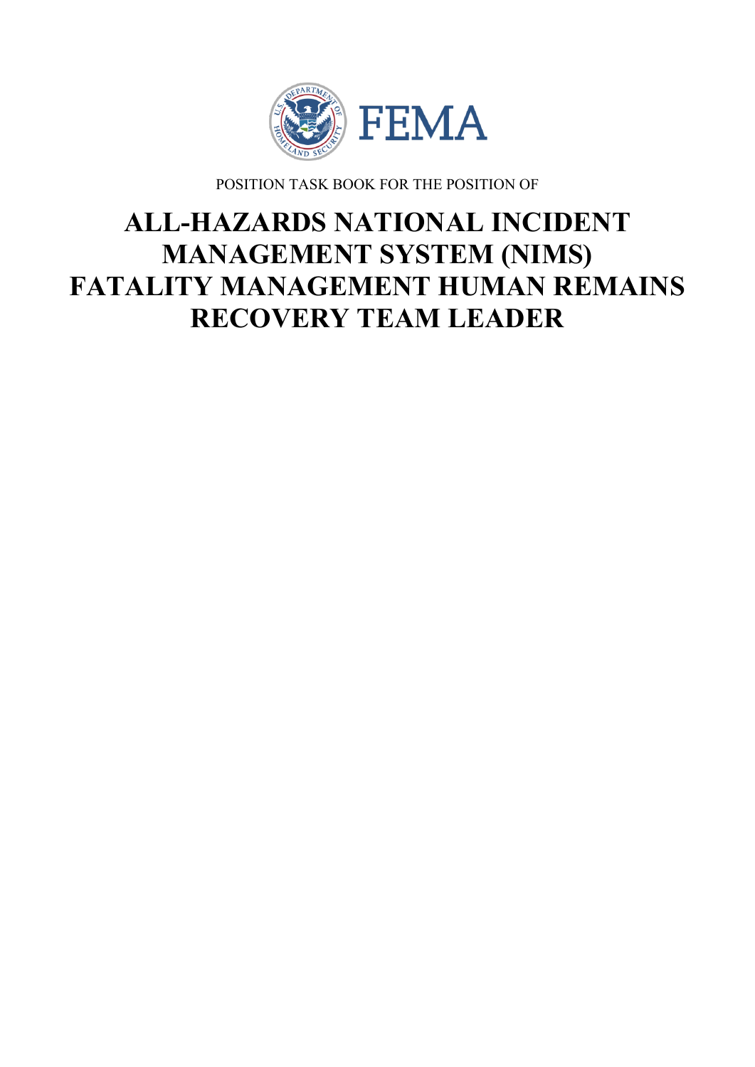FEMA

POSITION TASK BOOK FOR THE POSITION OF

# ALL-HAZARDS NATIONAL INCIDENT MANAGEMENT SYSTEM (NIMS) FATALITY MANAGEMENT HUMAN REMAINS RECOVERY TEAM LEADER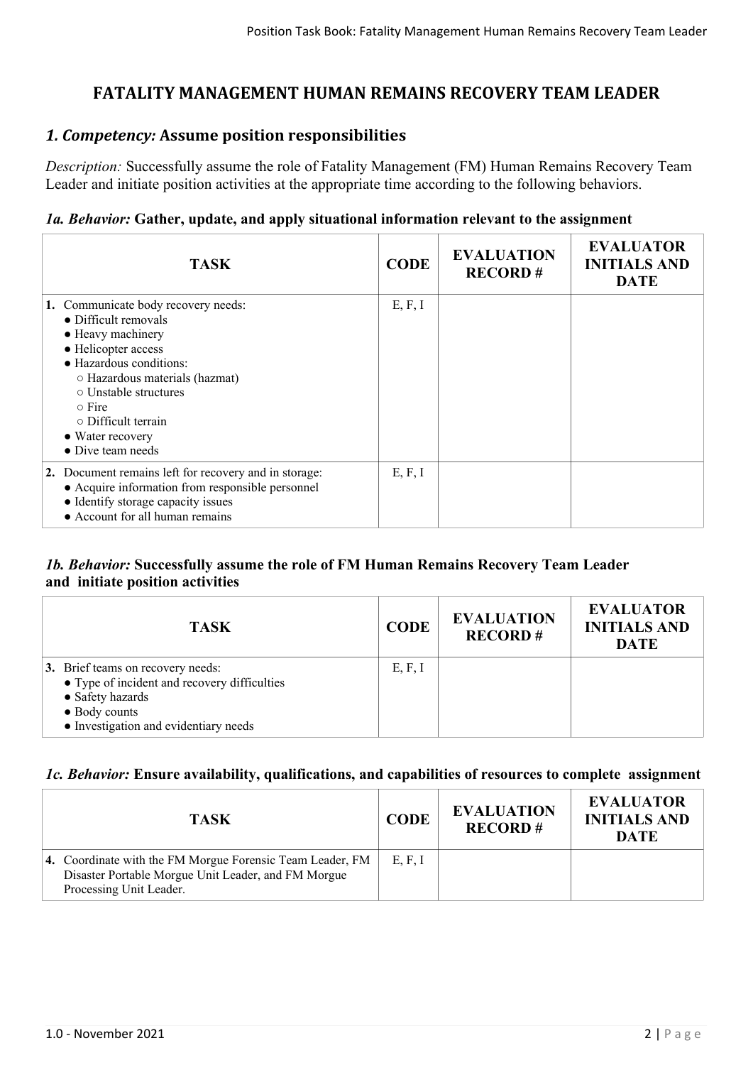# FATALITY MANAGEMENT HUMAN REMAINS RECOVERY TEAM LEADER

## *1. Competency:* Assume position responsibilities

*Description:* Successfully assume the role of Fatality Management (FM) Human Remains Recovery Team Leader and initiate position activities at the appropriate time according to the following behaviors.

### *1a. Behavior:* Gather, update, and apply situational information relevant to the assignment

| TASK | CODE | EVALUATION RECORD # | EVALUATOR INITIALS AND DATE |
|---|---|---|---|
| **1.** Communicate body recovery needs:<br>● Difficult removals<br>● Heavy machinery<br>● Helicopter access<br>● Hazardous conditions:<br>○ Hazardous materials (hazmat)<br>○ Unstable structures<br>○ Fire<br>○ Difficult terrain<br>● Water recovery<br>● Dive team needs | E, F, I | | |
| **2.** Document remains left for recovery and in storage:<br>● Acquire information from responsible personnel<br>● Identify storage capacity issues<br>● Account for all human remains | E, F, I | | |

### *1b. Behavior:* Successfully assume the role of FM Human Remains Recovery Team Leader and initiate position activities

| TASK | CODE | EVALUATION RECORD # | EVALUATOR INITIALS AND DATE |
|---|---|---|---|
| **3.** Brief teams on recovery needs:<br>● Type of incident and recovery difficulties<br>● Safety hazards<br>● Body counts<br>● Investigation and evidentiary needs | E, F, I | | |

### *1c. Behavior:* Ensure availability, qualifications, and capabilities of resources to complete assignment

| TASK | CODE | EVALUATION RECORD # | EVALUATOR INITIALS AND DATE |
|---|---|---|---|
| **4.** Coordinate with the FM Morgue Forensic Team Leader, FM Disaster Portable Morgue Unit Leader, and FM Morgue Processing Unit Leader. | E, F, I | | |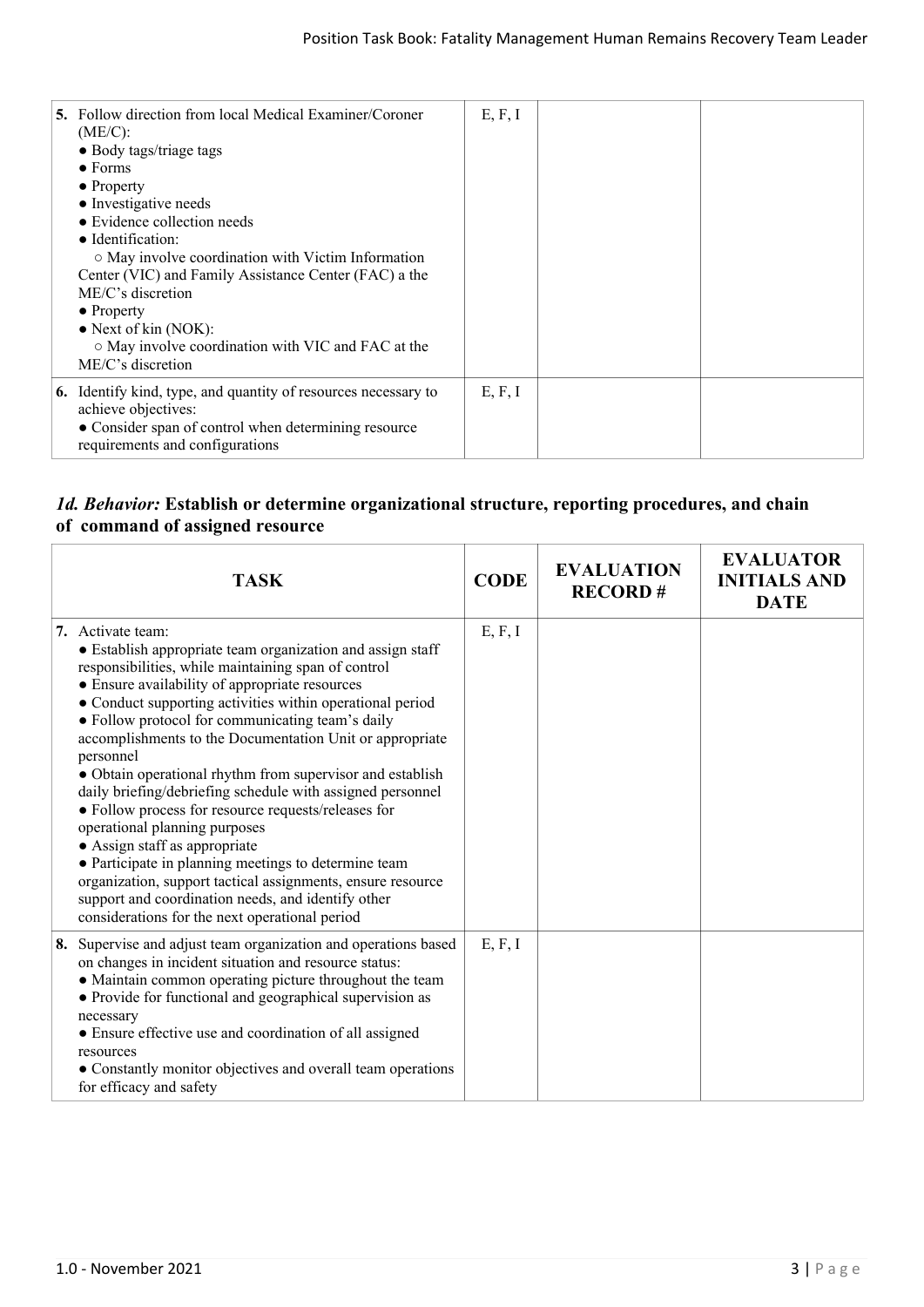| TASK | CODE | EVALUATION RECORD # | EVALUATOR INITIALS AND DATE |
|---|---|---|---|
| **5.** Follow direction from local Medical Examiner/Coroner (ME/C):<br>● Body tags/triage tags<br>● Forms<br>● Property<br>● Investigative needs<br>● Evidence collection needs<br>● Identification:<br>○ May involve coordination with Victim Information Center (VIC) and Family Assistance Center (FAC) a the ME/C's discretion<br>● Property<br>● Next of kin (NOK):<br>○ May involve coordination with VIC and FAC at the ME/C's discretion | E, F, I | | |
| **6.** Identify kind, type, and quantity of resources necessary to achieve objectives:<br>● Consider span of control when determining resource requirements and configurations | E, F, I | | |

### *1d. Behavior:* Establish or determine organizational structure, reporting procedures, and chain of command of assigned resource

| TASK | CODE | EVALUATION RECORD # | EVALUATOR INITIALS AND DATE |
|---|---|---|---|
| **7.** Activate team:<br>● Establish appropriate team organization and assign staff responsibilities, while maintaining span of control<br>● Ensure availability of appropriate resources<br>● Conduct supporting activities within operational period<br>● Follow protocol for communicating team's daily accomplishments to the Documentation Unit or appropriate personnel<br>● Obtain operational rhythm from supervisor and establish daily briefing/debriefing schedule with assigned personnel<br>● Follow process for resource requests/releases for operational planning purposes<br>● Assign staff as appropriate<br>● Participate in planning meetings to determine team organization, support tactical assignments, ensure resource support and coordination needs, and identify other considerations for the next operational period | E, F, I | | |
| **8.** Supervise and adjust team organization and operations based on changes in incident situation and resource status:<br>● Maintain common operating picture throughout the team<br>● Provide for functional and geographical supervision as necessary<br>● Ensure effective use and coordination of all assigned resources<br>● Constantly monitor objectives and overall team operations for efficacy and safety | E, F, I | | |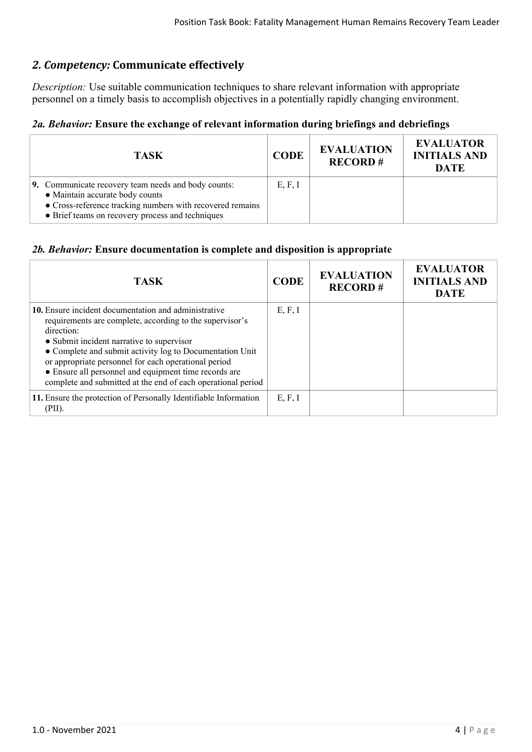## *2. Competency:* Communicate effectively

*Description:* Use suitable communication techniques to share relevant information with appropriate personnel on a timely basis to accomplish objectives in a potentially rapidly changing environment.

### *2a. Behavior:* Ensure the exchange of relevant information during briefings and debriefings

| TASK | CODE | EVALUATION RECORD # | EVALUATOR INITIALS AND DATE |
|---|---|---|---|
| **9.** Communicate recovery team needs and body counts:<br>● Maintain accurate body counts<br>● Cross-reference tracking numbers with recovered remains<br>● Brief teams on recovery process and techniques | E, F, I | | |

### *2b. Behavior:* Ensure documentation is complete and disposition is appropriate

| TASK | CODE | EVALUATION RECORD # | EVALUATOR INITIALS AND DATE |
|---|---|---|---|
| **10.** Ensure incident documentation and administrative requirements are complete, according to the supervisor's direction:<br>● Submit incident narrative to supervisor<br>● Complete and submit activity log to Documentation Unit or appropriate personnel for each operational period<br>● Ensure all personnel and equipment time records are complete and submitted at the end of each operational period | E, F, I | | |
| **11.** Ensure the protection of Personally Identifiable Information (PII). | E, F, I | | |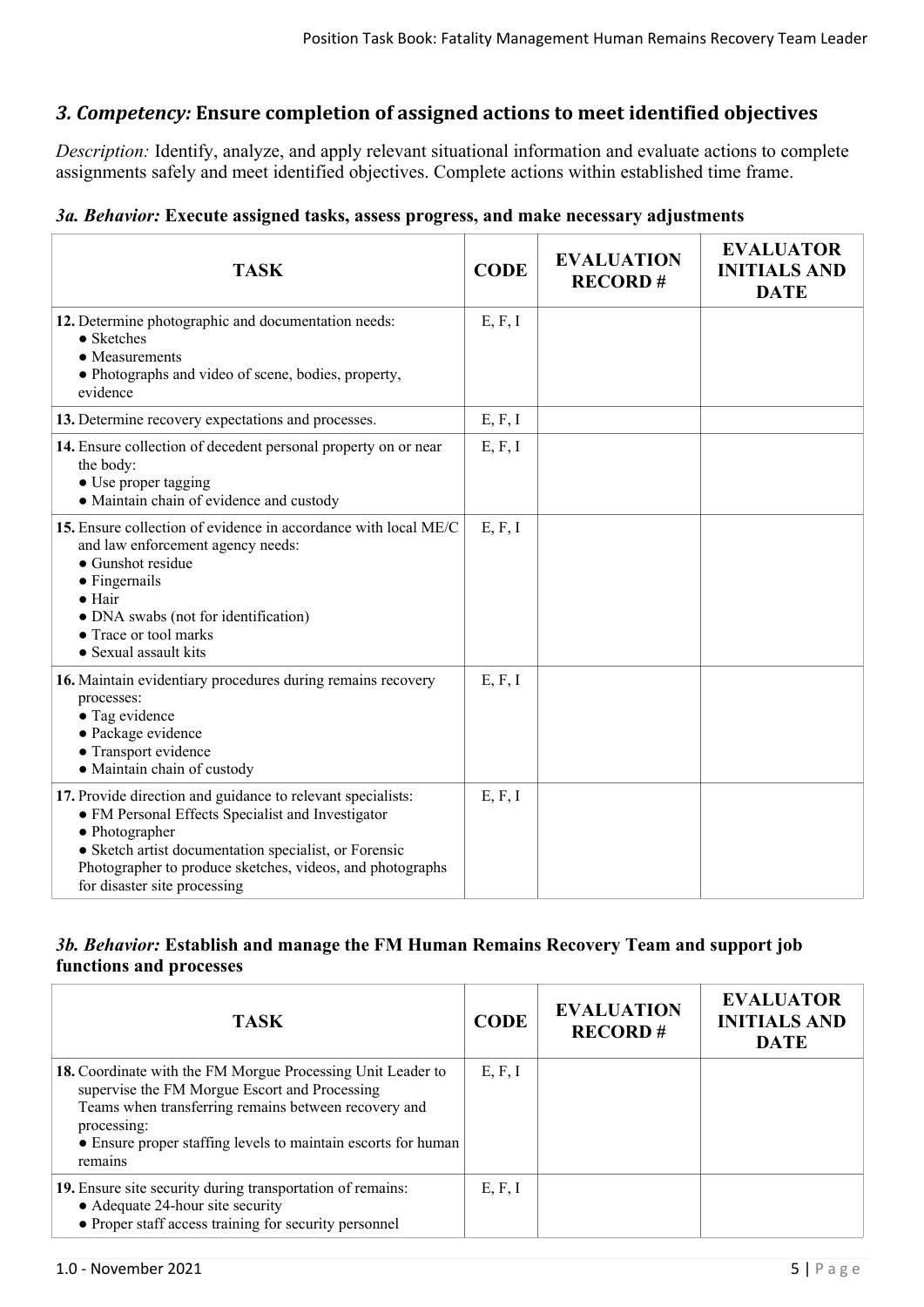## *3. Competency:* Ensure completion of assigned actions to meet identified objectives

*Description:* Identify, analyze, and apply relevant situational information and evaluate actions to complete assignments safely and meet identified objectives. Complete actions within established time frame.

### *3a. Behavior:* Execute assigned tasks, assess progress, and make necessary adjustments

| TASK | CODE | EVALUATION RECORD # | EVALUATOR INITIALS AND DATE |
|---|---|---|---|
| **12.** Determine photographic and documentation needs:<br>● Sketches<br>● Measurements<br>● Photographs and video of scene, bodies, property, evidence | E, F, I | | |
| **13.** Determine recovery expectations and processes. | E, F, I | | |
| **14.** Ensure collection of decedent personal property on or near the body:<br>● Use proper tagging<br>● Maintain chain of evidence and custody | E, F, I | | |
| **15.** Ensure collection of evidence in accordance with local ME/C and law enforcement agency needs:<br>● Gunshot residue<br>● Fingernails<br>● Hair<br>● DNA swabs (not for identification)<br>● Trace or tool marks<br>● Sexual assault kits | E, F, I | | |
| **16.** Maintain evidentiary procedures during remains recovery processes:<br>● Tag evidence<br>● Package evidence<br>● Transport evidence<br>● Maintain chain of custody | E, F, I | | |
| **17.** Provide direction and guidance to relevant specialists:<br>● FM Personal Effects Specialist and Investigator<br>● Photographer<br>● Sketch artist documentation specialist, or Forensic Photographer to produce sketches, videos, and photographs for disaster site processing | E, F, I | | |

### *3b. Behavior:* Establish and manage the FM Human Remains Recovery Team and support job functions and processes

| TASK | CODE | EVALUATION RECORD # | EVALUATOR INITIALS AND DATE |
|---|---|---|---|
| **18.** Coordinate with the FM Morgue Processing Unit Leader to supervise the FM Morgue Escort and Processing Teams when transferring remains between recovery and processing:<br>● Ensure proper staffing levels to maintain escorts for human remains | E, F, I | | |
| **19.** Ensure site security during transportation of remains:<br>● Adequate 24-hour site security<br>● Proper staff access training for security personnel | E, F, I | | |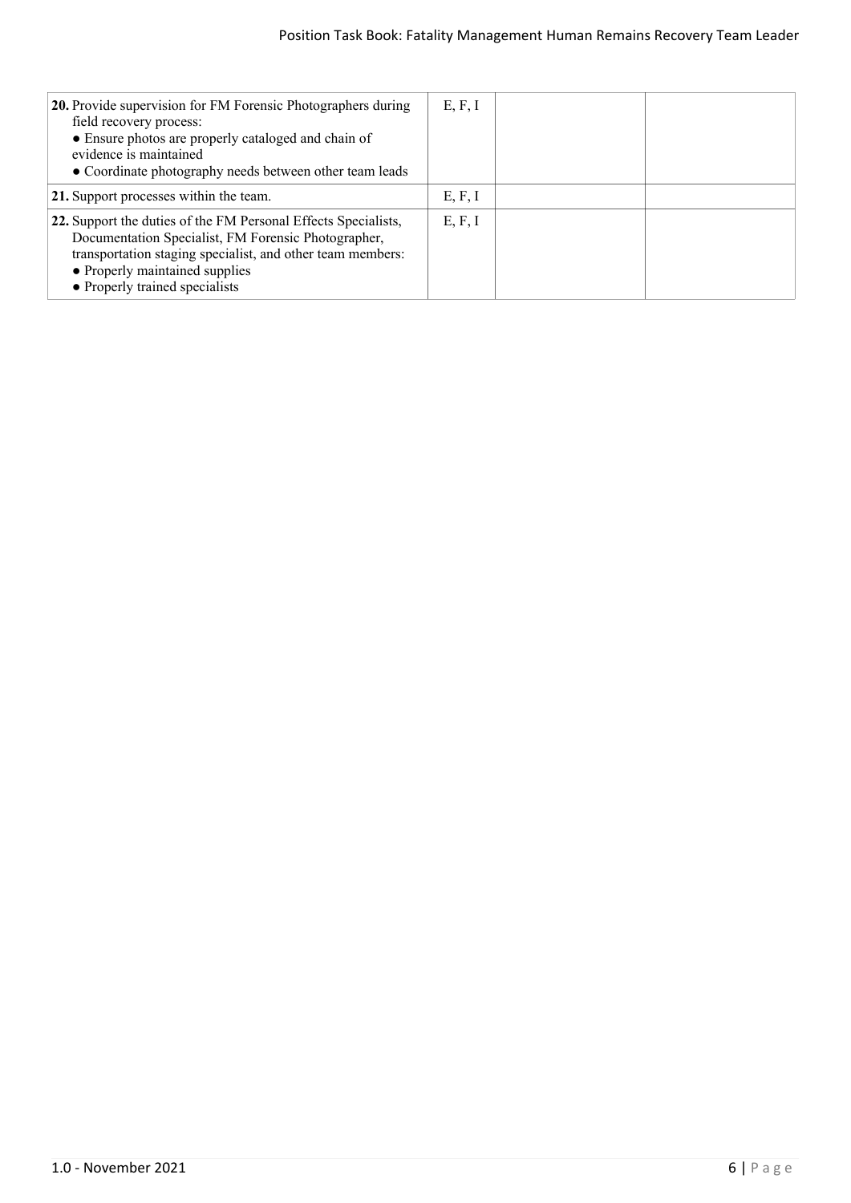| | | | |
|---|---|---|---|
| **20.** Provide supervision for FM Forensic Photographers during field recovery process:<br>● Ensure photos are properly cataloged and chain of evidence is maintained<br>● Coordinate photography needs between other team leads | E, F, I | | |
| **21.** Support processes within the team. | E, F, I | | |
| **22.** Support the duties of the FM Personal Effects Specialists, Documentation Specialist, FM Forensic Photographer, transportation staging specialist, and other team members:<br>● Properly maintained supplies<br>● Properly trained specialists | E, F, I | | |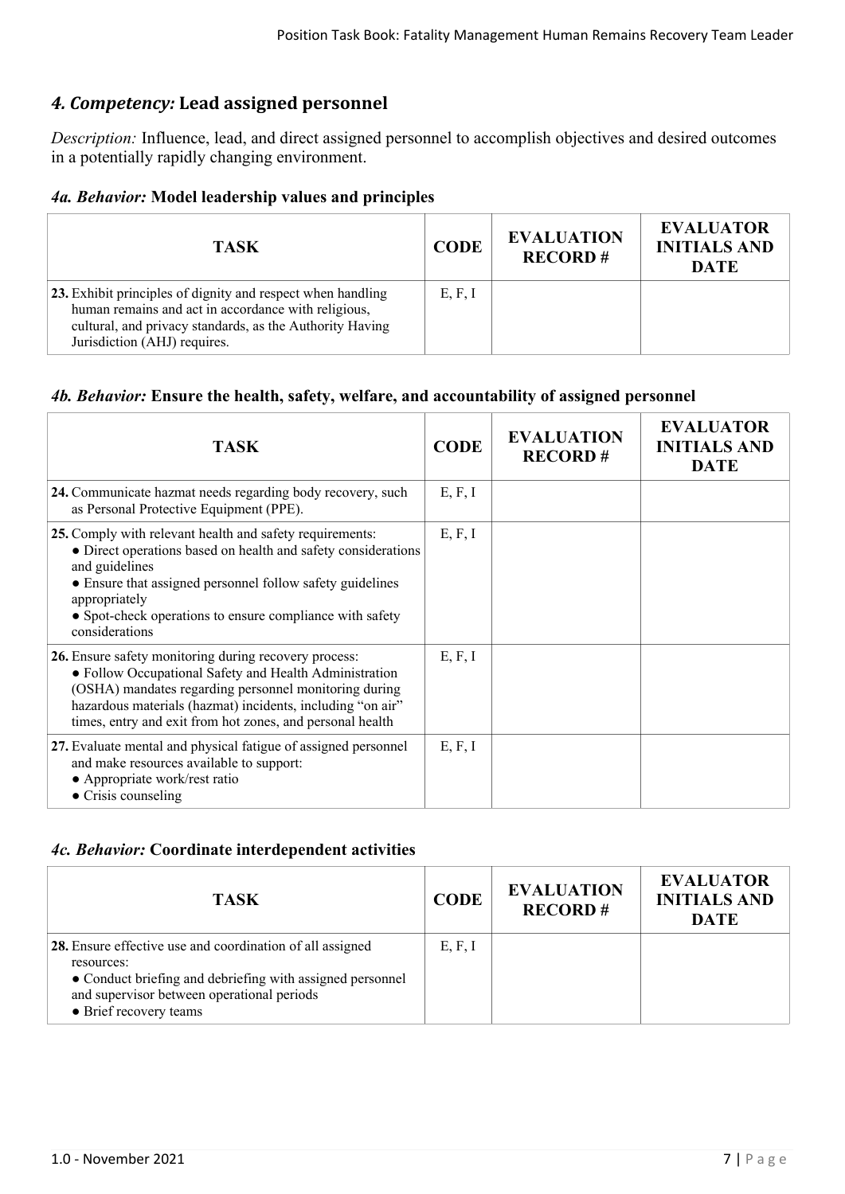## *4. Competency:* **Lead assigned personnel**

*Description:* Influence, lead, and direct assigned personnel to accomplish objectives and desired outcomes in a potentially rapidly changing environment.

### *4a. Behavior:* **Model leadership values and principles**

| TASK | CODE | EVALUATION RECORD # | EVALUATOR INITIALS AND DATE |
|---|---|---|---|
| **23.** Exhibit principles of dignity and respect when handling human remains and act in accordance with religious, cultural, and privacy standards, as the Authority Having Jurisdiction (AHJ) requires. | E, F, I | | |

### *4b. Behavior:* **Ensure the health, safety, welfare, and accountability of assigned personnel**

| TASK | CODE | EVALUATION RECORD # | EVALUATOR INITIALS AND DATE |
|---|---|---|---|
| **24.** Communicate hazmat needs regarding body recovery, such as Personal Protective Equipment (PPE). | E, F, I | | |
| **25.** Comply with relevant health and safety requirements: ● Direct operations based on health and safety considerations and guidelines ● Ensure that assigned personnel follow safety guidelines appropriately ● Spot-check operations to ensure compliance with safety considerations | E, F, I | | |
| **26.** Ensure safety monitoring during recovery process: ● Follow Occupational Safety and Health Administration (OSHA) mandates regarding personnel monitoring during hazardous materials (hazmat) incidents, including "on air" times, entry and exit from hot zones, and personal health | E, F, I | | |
| **27.** Evaluate mental and physical fatigue of assigned personnel and make resources available to support: ● Appropriate work/rest ratio ● Crisis counseling | E, F, I | | |

### *4c. Behavior:* **Coordinate interdependent activities**

| TASK | CODE | EVALUATION RECORD # | EVALUATOR INITIALS AND DATE |
|---|---|---|---|
| **28.** Ensure effective use and coordination of all assigned resources: ● Conduct briefing and debriefing with assigned personnel and supervisor between operational periods ● Brief recovery teams | E, F, I | | |